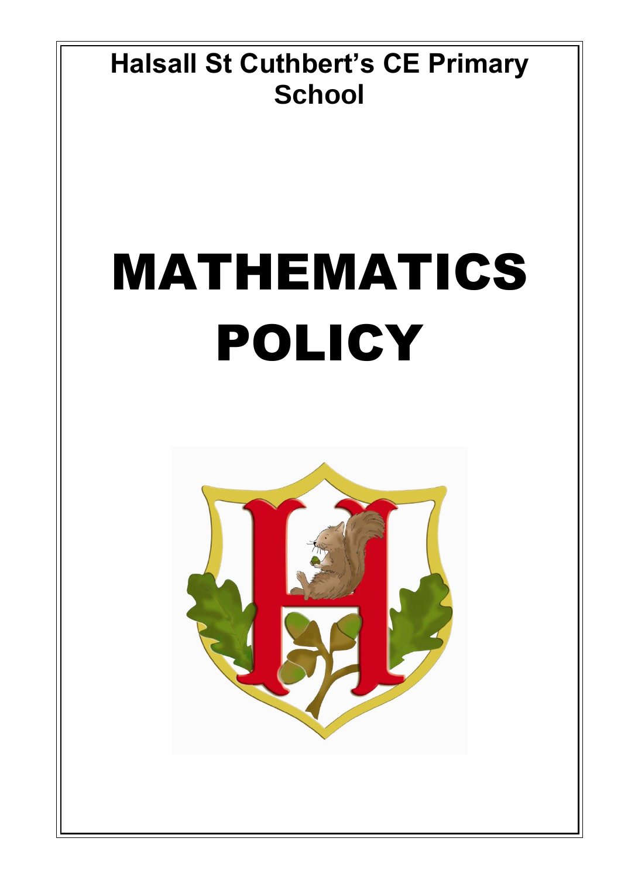# Halsall St Cuthbert's CE Primary School

# MATHEMATICS POLICY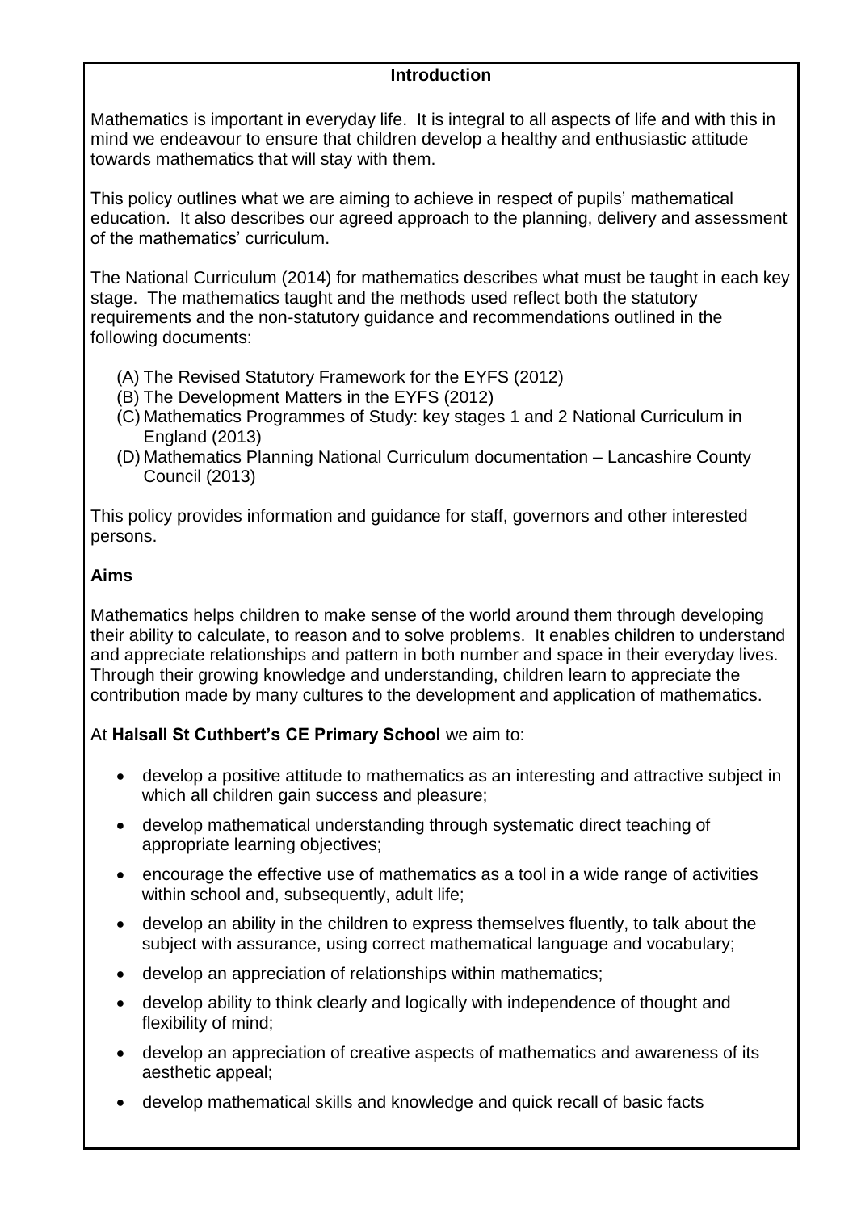## Introduction

Mathematics is important in everyday life. It is integral to all aspects of life and with this in mind we endeavour to ensure that children develop a healthy and enthusiastic attitude towards mathematics that will stay with them.

This policy outlines what we are aiming to achieve in respect of pupils' mathematical education. It also describes our agreed approach to the planning, delivery and assessment of the mathematics' curriculum.

The National Curriculum (2014) for mathematics describes what must be taught in each key stage. The mathematics taught and the methods used reflect both the statutory requirements and the non-statutory guidance and recommendations outlined in the following documents:

(A) The Revised Statutory Framework for the EYFS (2012)
(B) The Development Matters in the EYFS (2012)
(C) Mathematics Programmes of Study: key stages 1 and 2 National Curriculum in England (2013)
(D) Mathematics Planning National Curriculum documentation – Lancashire County Council (2013)

This policy provides information and guidance for staff, governors and other interested persons.

### Aims

Mathematics helps children to make sense of the world around them through developing their ability to calculate, to reason and to solve problems. It enables children to understand and appreciate relationships and pattern in both number and space in their everyday lives. Through their growing knowledge and understanding, children learn to appreciate the contribution made by many cultures to the development and application of mathematics.

At **Halsall St Cuthbert's CE Primary School** we aim to:

- develop a positive attitude to mathematics as an interesting and attractive subject in which all children gain success and pleasure;
- develop mathematical understanding through systematic direct teaching of appropriate learning objectives;
- encourage the effective use of mathematics as a tool in a wide range of activities within school and, subsequently, adult life;
- develop an ability in the children to express themselves fluently, to talk about the subject with assurance, using correct mathematical language and vocabulary;
- develop an appreciation of relationships within mathematics;
- develop ability to think clearly and logically with independence of thought and flexibility of mind;
- develop an appreciation of creative aspects of mathematics and awareness of its aesthetic appeal;
- develop mathematical skills and knowledge and quick recall of basic facts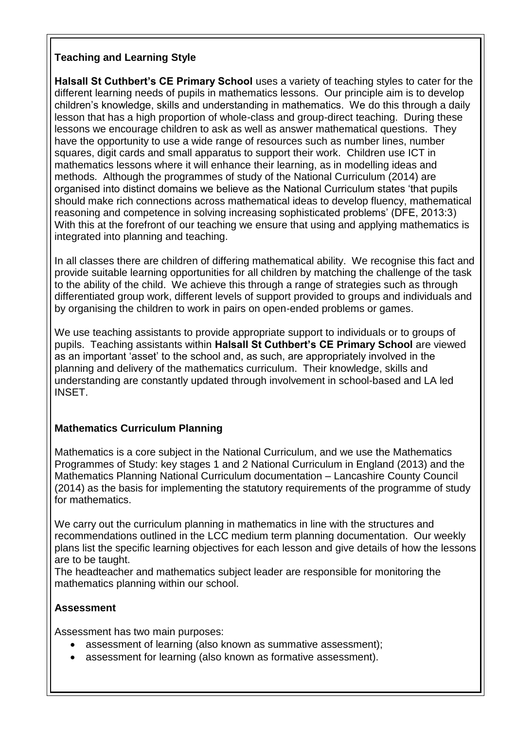**Teaching and Learning Style**

**Halsall St Cuthbert's CE Primary School** uses a variety of teaching styles to cater for the different learning needs of pupils in mathematics lessons. Our principle aim is to develop children's knowledge, skills and understanding in mathematics. We do this through a daily lesson that has a high proportion of whole-class and group-direct teaching. During these lessons we encourage children to ask as well as answer mathematical questions. They have the opportunity to use a wide range of resources such as number lines, number squares, digit cards and small apparatus to support their work. Children use ICT in mathematics lessons where it will enhance their learning, as in modelling ideas and methods. Although the programmes of study of the National Curriculum (2014) are organised into distinct domains we believe as the National Curriculum states 'that pupils should make rich connections across mathematical ideas to develop fluency, mathematical reasoning and competence in solving increasing sophisticated problems' (DFE, 2013:3) With this at the forefront of our teaching we ensure that using and applying mathematics is integrated into planning and teaching.

In all classes there are children of differing mathematical ability. We recognise this fact and provide suitable learning opportunities for all children by matching the challenge of the task to the ability of the child. We achieve this through a range of strategies such as through differentiated group work, different levels of support provided to groups and individuals and by organising the children to work in pairs on open-ended problems or games.

We use teaching assistants to provide appropriate support to individuals or to groups of pupils. Teaching assistants within **Halsall St Cuthbert's CE Primary School** are viewed as an important 'asset' to the school and, as such, are appropriately involved in the planning and delivery of the mathematics curriculum. Their knowledge, skills and understanding are constantly updated through involvement in school-based and LA led INSET.

**Mathematics Curriculum Planning**

Mathematics is a core subject in the National Curriculum, and we use the Mathematics Programmes of Study: key stages 1 and 2 National Curriculum in England (2013) and the Mathematics Planning National Curriculum documentation – Lancashire County Council (2014) as the basis for implementing the statutory requirements of the programme of study for mathematics.

We carry out the curriculum planning in mathematics in line with the structures and recommendations outlined in the LCC medium term planning documentation. Our weekly plans list the specific learning objectives for each lesson and give details of how the lessons are to be taught.
The headteacher and mathematics subject leader are responsible for monitoring the mathematics planning within our school.

**Assessment**

Assessment has two main purposes:

- assessment of learning (also known as summative assessment);
- assessment for learning (also known as formative assessment).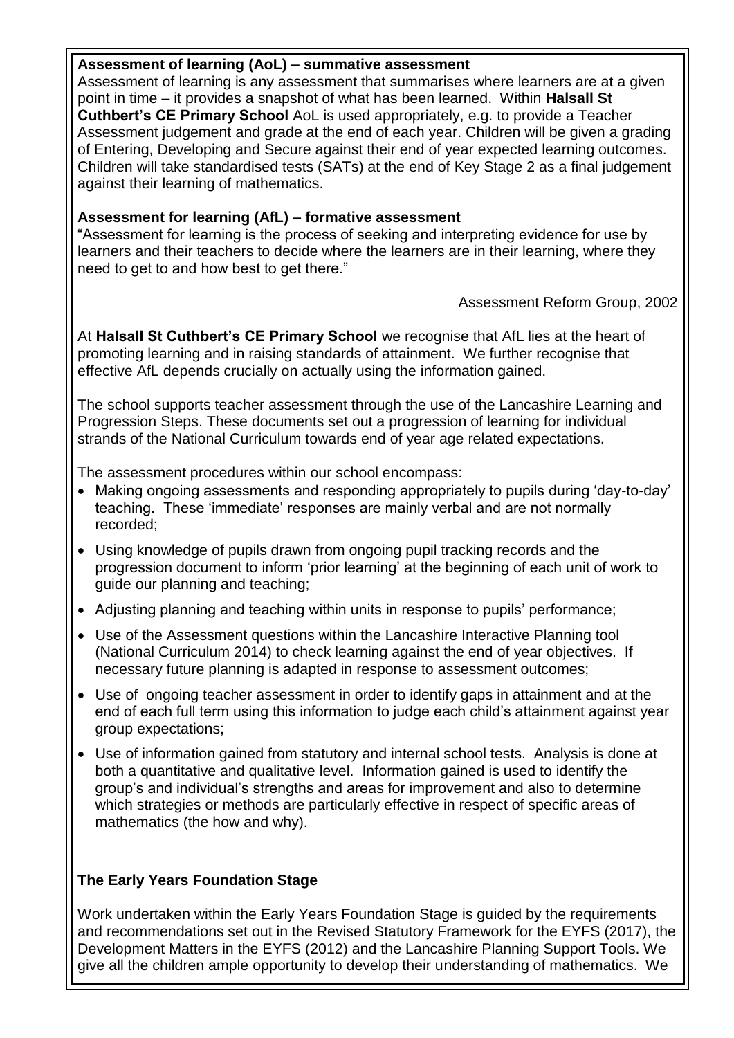**Assessment of learning (AoL) – summative assessment**

Assessment of learning is any assessment that summarises where learners are at a given point in time – it provides a snapshot of what has been learned. Within **Halsall St Cuthbert's CE Primary School** AoL is used appropriately, e.g. to provide a Teacher Assessment judgement and grade at the end of each year. Children will be given a grading of Entering, Developing and Secure against their end of year expected learning outcomes. Children will take standardised tests (SATs) at the end of Key Stage 2 as a final judgement against their learning of mathematics.

**Assessment for learning (AfL) – formative assessment**

"Assessment for learning is the process of seeking and interpreting evidence for use by learners and their teachers to decide where the learners are in their learning, where they need to get to and how best to get there."

Assessment Reform Group, 2002

At **Halsall St Cuthbert's CE Primary School** we recognise that AfL lies at the heart of promoting learning and in raising standards of attainment. We further recognise that effective AfL depends crucially on actually using the information gained.

The school supports teacher assessment through the use of the Lancashire Learning and Progression Steps. These documents set out a progression of learning for individual strands of the National Curriculum towards end of year age related expectations.

The assessment procedures within our school encompass:

- Making ongoing assessments and responding appropriately to pupils during 'day-to-day' teaching. These 'immediate' responses are mainly verbal and are not normally recorded;
- Using knowledge of pupils drawn from ongoing pupil tracking records and the progression document to inform 'prior learning' at the beginning of each unit of work to guide our planning and teaching;
- Adjusting planning and teaching within units in response to pupils' performance;
- Use of the Assessment questions within the Lancashire Interactive Planning tool (National Curriculum 2014) to check learning against the end of year objectives. If necessary future planning is adapted in response to assessment outcomes;
- Use of ongoing teacher assessment in order to identify gaps in attainment and at the end of each full term using this information to judge each child's attainment against year group expectations;
- Use of information gained from statutory and internal school tests. Analysis is done at both a quantitative and qualitative level. Information gained is used to identify the group's and individual's strengths and areas for improvement and also to determine which strategies or methods are particularly effective in respect of specific areas of mathematics (the how and why).

**The Early Years Foundation Stage**

Work undertaken within the Early Years Foundation Stage is guided by the requirements and recommendations set out in the Revised Statutory Framework for the EYFS (2017), the Development Matters in the EYFS (2012) and the Lancashire Planning Support Tools. We give all the children ample opportunity to develop their understanding of mathematics. We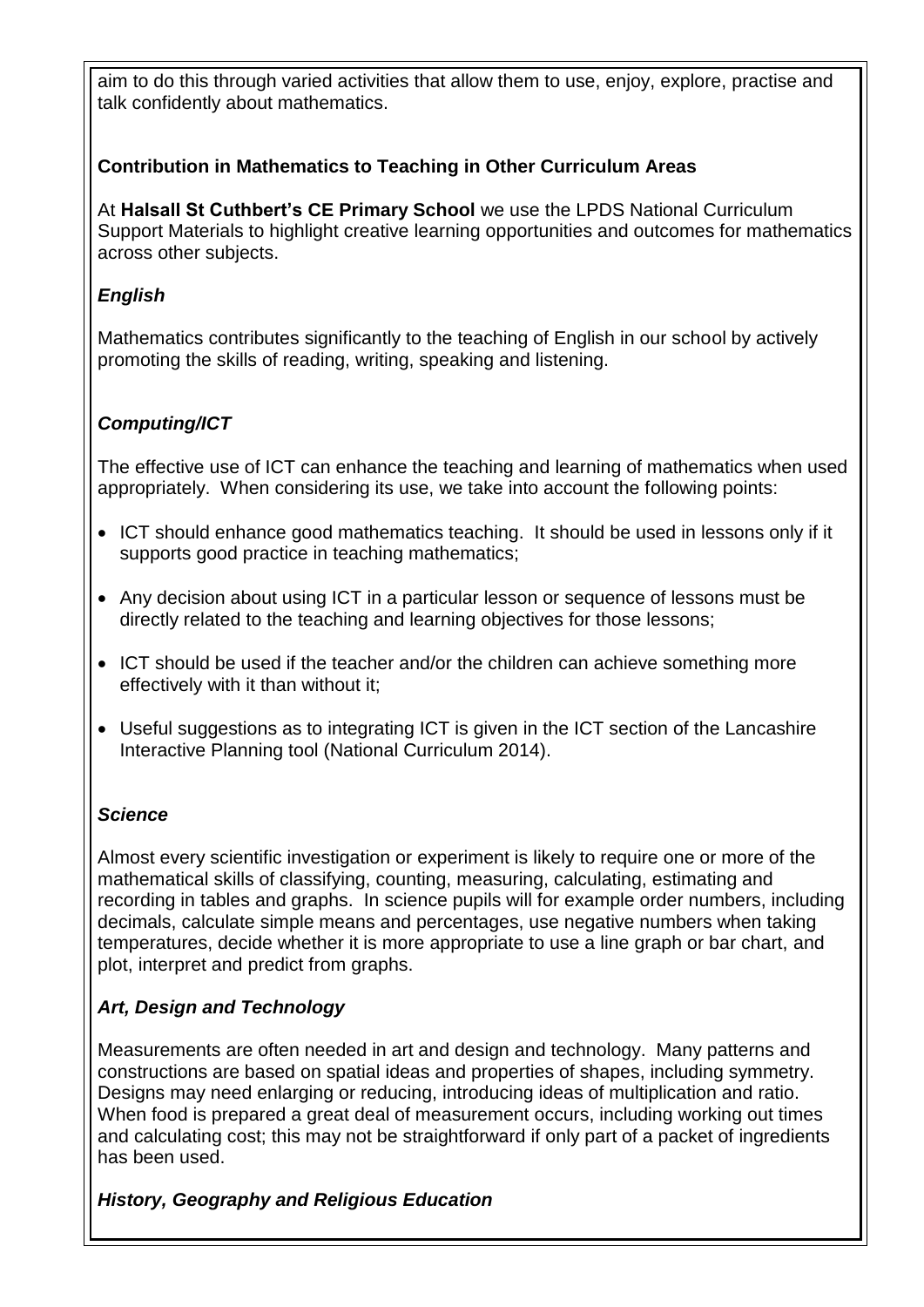aim to do this through varied activities that allow them to use, enjoy, explore, practise and talk confidently about mathematics.

### Contribution in Mathematics to Teaching in Other Curriculum Areas

At **Halsall St Cuthbert's CE Primary School** we use the LPDS National Curriculum Support Materials to highlight creative learning opportunities and outcomes for mathematics across other subjects.

#### *English*

Mathematics contributes significantly to the teaching of English in our school by actively promoting the skills of reading, writing, speaking and listening.

#### *Computing/ICT*

The effective use of ICT can enhance the teaching and learning of mathematics when used appropriately. When considering its use, we take into account the following points:

- ICT should enhance good mathematics teaching. It should be used in lessons only if it supports good practice in teaching mathematics;
- Any decision about using ICT in a particular lesson or sequence of lessons must be directly related to the teaching and learning objectives for those lessons;
- ICT should be used if the teacher and/or the children can achieve something more effectively with it than without it;
- Useful suggestions as to integrating ICT is given in the ICT section of the Lancashire Interactive Planning tool (National Curriculum 2014).

#### *Science*

Almost every scientific investigation or experiment is likely to require one or more of the mathematical skills of classifying, counting, measuring, calculating, estimating and recording in tables and graphs. In science pupils will for example order numbers, including decimals, calculate simple means and percentages, use negative numbers when taking temperatures, decide whether it is more appropriate to use a line graph or bar chart, and plot, interpret and predict from graphs.

#### *Art, Design and Technology*

Measurements are often needed in art and design and technology. Many patterns and constructions are based on spatial ideas and properties of shapes, including symmetry. Designs may need enlarging or reducing, introducing ideas of multiplication and ratio. When food is prepared a great deal of measurement occurs, including working out times and calculating cost; this may not be straightforward if only part of a packet of ingredients has been used.

#### *History, Geography and Religious Education*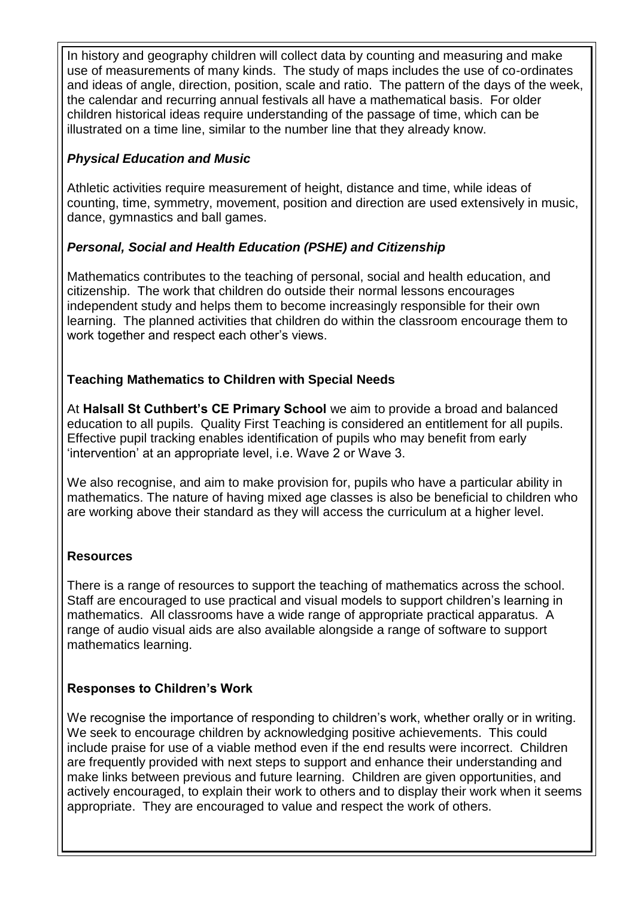In history and geography children will collect data by counting and measuring and make use of measurements of many kinds. The study of maps includes the use of co-ordinates and ideas of angle, direction, position, scale and ratio. The pattern of the days of the week, the calendar and recurring annual festivals all have a mathematical basis. For older children historical ideas require understanding of the passage of time, which can be illustrated on a time line, similar to the number line that they already know.

### *Physical Education and Music*

Athletic activities require measurement of height, distance and time, while ideas of counting, time, symmetry, movement, position and direction are used extensively in music, dance, gymnastics and ball games.

### *Personal, Social and Health Education (PSHE) and Citizenship*

Mathematics contributes to the teaching of personal, social and health education, and citizenship. The work that children do outside their normal lessons encourages independent study and helps them to become increasingly responsible for their own learning. The planned activities that children do within the classroom encourage them to work together and respect each other's views.

## Teaching Mathematics to Children with Special Needs

At **Halsall St Cuthbert's CE Primary School** we aim to provide a broad and balanced education to all pupils. Quality First Teaching is considered an entitlement for all pupils. Effective pupil tracking enables identification of pupils who may benefit from early 'intervention' at an appropriate level, i.e. Wave 2 or Wave 3.

We also recognise, and aim to make provision for, pupils who have a particular ability in mathematics. The nature of having mixed age classes is also be beneficial to children who are working above their standard as they will access the curriculum at a higher level.

## Resources

There is a range of resources to support the teaching of mathematics across the school. Staff are encouraged to use practical and visual models to support children's learning in mathematics. All classrooms have a wide range of appropriate practical apparatus. A range of audio visual aids are also available alongside a range of software to support mathematics learning.

## Responses to Children's Work

We recognise the importance of responding to children's work, whether orally or in writing. We seek to encourage children by acknowledging positive achievements. This could include praise for use of a viable method even if the end results were incorrect. Children are frequently provided with next steps to support and enhance their understanding and make links between previous and future learning. Children are given opportunities, and actively encouraged, to explain their work to others and to display their work when it seems appropriate. They are encouraged to value and respect the work of others.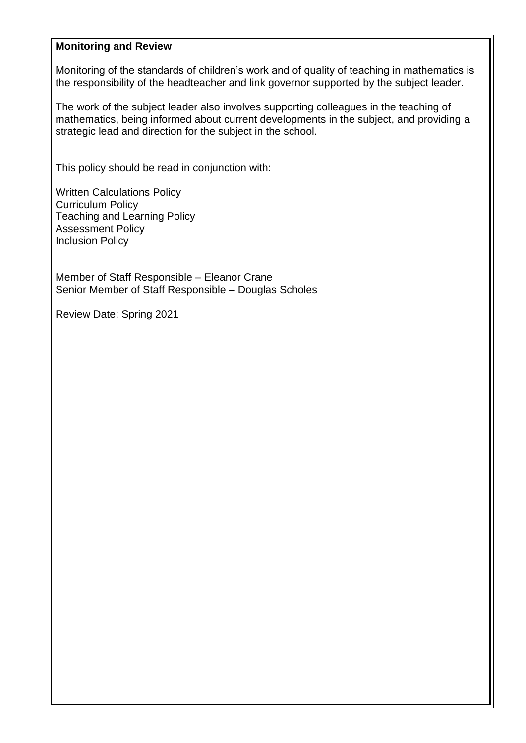## Monitoring and Review

Monitoring of the standards of children's work and of quality of teaching in mathematics is the responsibility of the headteacher and link governor supported by the subject leader.

The work of the subject leader also involves supporting colleagues in the teaching of mathematics, being informed about current developments in the subject, and providing a strategic lead and direction for the subject in the school.

This policy should be read in conjunction with:

Written Calculations Policy
Curriculum Policy
Teaching and Learning Policy
Assessment Policy
Inclusion Policy

Member of Staff Responsible – Eleanor Crane
Senior Member of Staff Responsible – Douglas Scholes

Review Date: Spring 2021